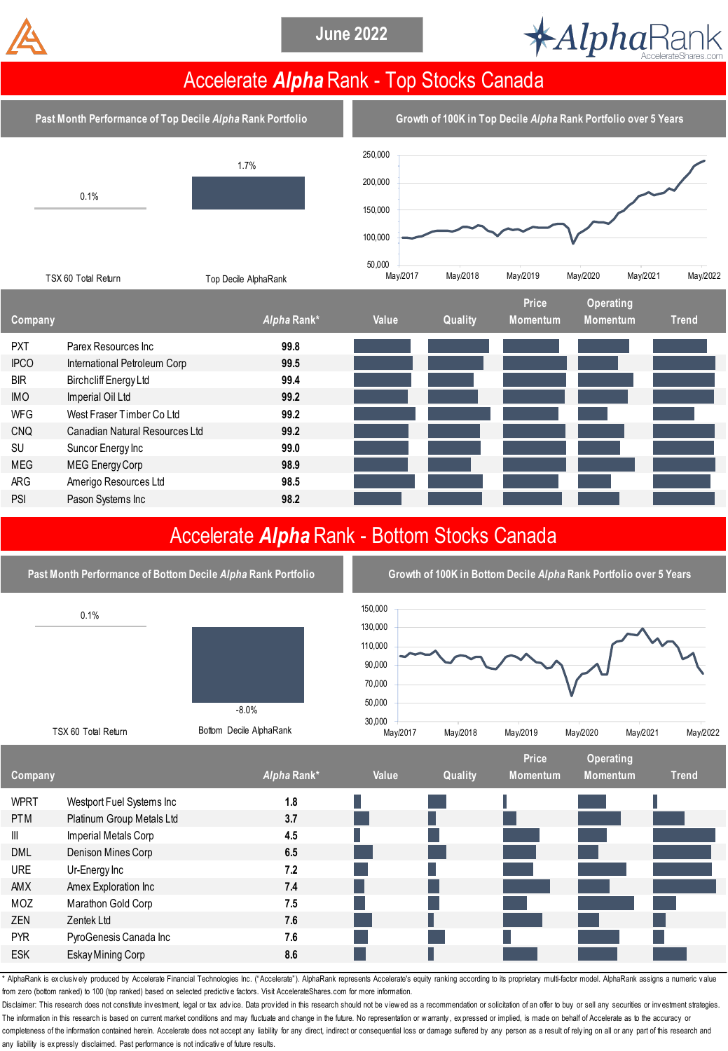June 2022

# Accelerate *Alpha* Rank - Top Stocks Canada

## Past Month Performance of Top Decile *Alpha* Rank Portfolio

| | Return |
|---|---|
| TSX 60 Total Return | 0.1% |
| Top Decile AlphaRank | 1.7% |

## Growth of 100K in Top Decile *Alpha* Rank Portfolio over 5 Years

| Company | | *Alpha* Rank* | Value | Quality | Price Momentum | Operating Momentum | Trend |
|---|---|---|---|---|---|---|---|
| PXT | Parex Resources Inc | 99.8 | | | | | |
| IPCO | International Petroleum Corp | 99.5 | | | | | |
| BIR | Birchcliff Energy Ltd | 99.4 | | | | | |
| IMO | Imperial Oil Ltd | 99.2 | | | | | |
| WFG | West Fraser Timber Co Ltd | 99.2 | | | | | |
| CNQ | Canadian Natural Resources Ltd | 99.2 | | | | | |
| SU | Suncor Energy Inc | 99.0 | | | | | |
| MEG | MEG Energy Corp | 98.9 | | | | | |
| ARG | Amerigo Resources Ltd | 98.5 | | | | | |
| PSI | Pason Systems Inc | 98.2 | | | | | |

# Accelerate *Alpha* Rank - Bottom Stocks Canada

## Past Month Performance of Bottom Decile *Alpha* Rank Portfolio

| | Return |
|---|---|
| TSX 60 Total Return | 0.1% |
| Bottom Decile AlphaRank | -8.0% |

## Growth of 100K in Bottom Decile *Alpha* Rank Portfolio over 5 Years

| Company | | *Alpha* Rank* | Value | Quality | Price Momentum | Operating Momentum | Trend |
|---|---|---|---|---|---|---|---|
| WPRT | Westport Fuel Systems Inc | 1.8 | | | | | |
| PTM | Platinum Group Metals Ltd | 3.7 | | | | | |
| III | Imperial Metals Corp | 4.5 | | | | | |
| DML | Denison Mines Corp | 6.5 | | | | | |
| URE | Ur-Energy Inc | 7.2 | | | | | |
| AMX | Amex Exploration Inc | 7.4 | | | | | |
| MOZ | Marathon Gold Corp | 7.5 | | | | | |
| ZEN | Zentek Ltd | 7.6 | | | | | |
| PYR | PyroGenesis Canada Inc | 7.6 | | | | | |
| ESK | Eskay Mining Corp | 8.6 | | | | | |

* AlphaRank is exclusively produced by Accelerate Financial Technologies Inc. ("Accelerate"). AlphaRank represents Accelerate's equity ranking according to its proprietary multi-factor model. AlphaRank assigns a numeric value from zero (bottom ranked) to 100 (top ranked) based on selected predictive factors. Visit AccelerateShares.com for more information.

Disclaimer: This research document does not constitute investment, legal or tax advice. Data provided in this research should not be viewed as a recommendation or solicitation of an offer to buy or sell any securities or investment strategies. The information in this research is based on current market conditions and may fluctuate and change in the future. No representation or warranty, expressed or implied, is made on behalf of Accelerate as to the accuracy or completeness of the information contained herein. Accelerate does not accept any liability for any direct, indirect or consequential loss or damage suffered by any person as a result of relying on all or any part of this research and any liability is expressly disclaimed. Past performance is not indicative of future results.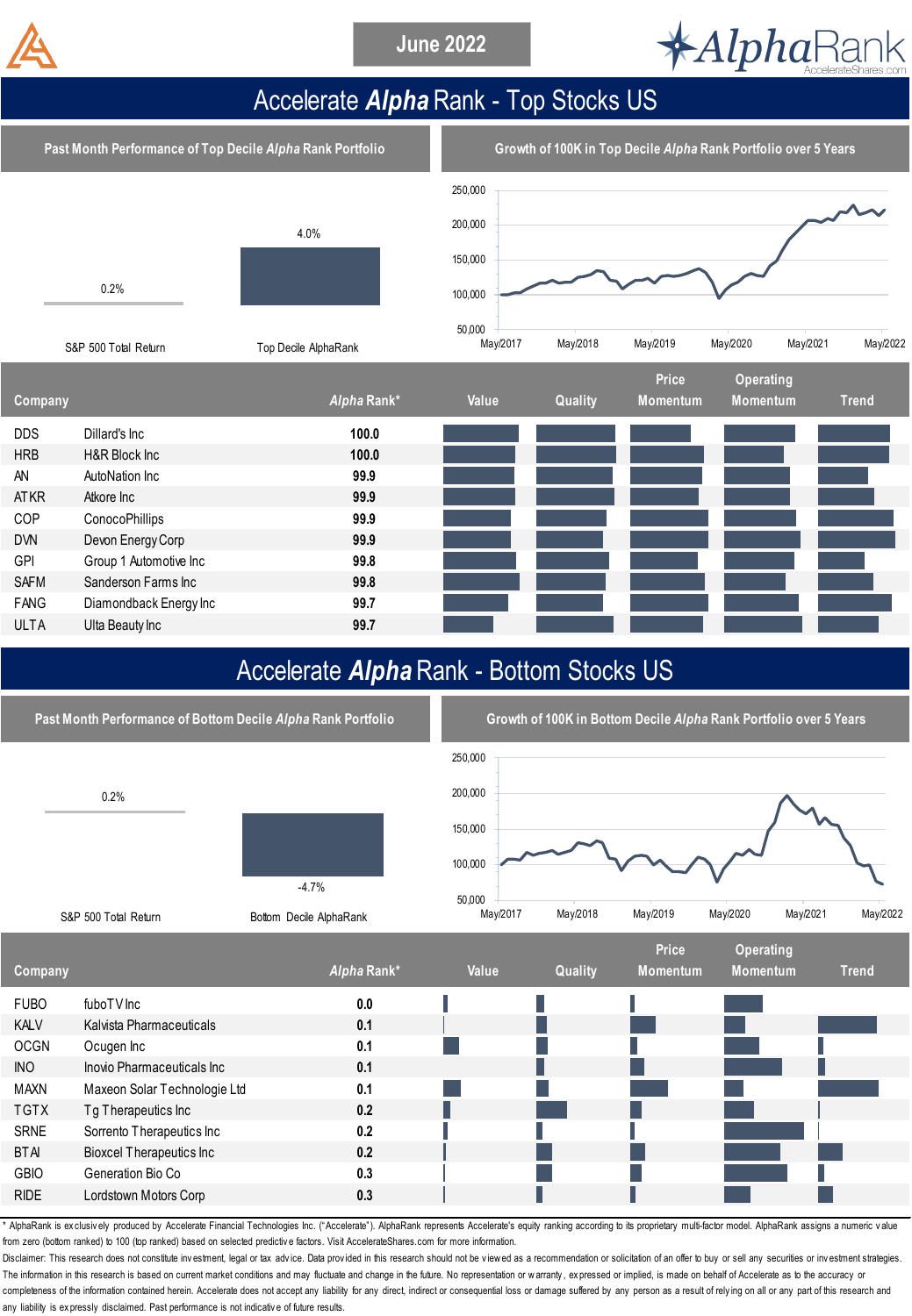June 2022

AlphaRank
AccelerateShares.com

# Accelerate *Alpha* Rank - Top Stocks US

## Past Month Performance of Top Decile *Alpha* Rank Portfolio

0.2%
4.0%

S&P 500 Total Return
Top Decile AlphaRank

## Growth of 100K in Top Decile *Alpha* Rank Portfolio over 5 Years

250,000
200,000
150,000
100,000
50,000

May/2017
May/2018
May/2019
May/2020
May/2021
May/2022

| Company | | *Alpha* Rank* | Value | Quality | Price Momentum | Operating Momentum | Trend |
|---|---|---|---|---|---|---|---|
| DDS | Dillard's Inc | 100.0 | | | | | |
| HRB | H&R Block Inc | 100.0 | | | | | |
| AN | AutoNation Inc | 99.9 | | | | | |
| ATKR | Atkore Inc | 99.9 | | | | | |
| COP | ConocoPhillips | 99.9 | | | | | |
| DVN | Devon Energy Corp | 99.9 | | | | | |
| GPI | Group 1 Automotive Inc | 99.8 | | | | | |
| SAFM | Sanderson Farms Inc | 99.8 | | | | | |
| FANG | Diamondback Energy Inc | 99.7 | | | | | |
| ULTA | Ulta Beauty Inc | 99.7 | | | | | |

# Accelerate *Alpha* Rank - Bottom Stocks US

## Past Month Performance of Bottom Decile *Alpha* Rank Portfolio

0.2%
-4.7%

S&P 500 Total Return
Bottom Decile AlphaRank

## Growth of 100K in Bottom Decile *Alpha* Rank Portfolio over 5 Years

250,000
200,000
150,000
100,000
50,000

May/2017
May/2018
May/2019
May/2020
May/2021
May/2022

| Company | | *Alpha* Rank* | Value | Quality | Price Momentum | Operating Momentum | Trend |
|---|---|---|---|---|---|---|---|
| FUBO | fuboTV Inc | 0.0 | | | | | |
| KALV | Kalvista Pharmaceuticals | 0.1 | | | | | |
| OCGN | Ocugen Inc | 0.1 | | | | | |
| INO | Inovio Pharmaceuticals Inc | 0.1 | | | | | |
| MAXN | Maxeon Solar Technologie Ltd | 0.1 | | | | | |
| TGTX | Tg Therapeutics Inc | 0.2 | | | | | |
| SRNE | Sorrento Therapeutics Inc | 0.2 | | | | | |
| BTAI | Bioxcel Therapeutics Inc | 0.2 | | | | | |
| GBIO | Generation Bio Co | 0.3 | | | | | |
| RIDE | Lordstown Motors Corp | 0.3 | | | | | |

\* AlphaRank is exclusively produced by Accelerate Financial Technologies Inc. ("Accelerate"). AlphaRank represents Accelerate's equity ranking according to its proprietary multi-factor model. AlphaRank assigns a numeric value from zero (bottom ranked) to 100 (top ranked) based on selected predictive factors. Visit AccelerateShares.com for more information.

Disclaimer: This research does not constitute investment, legal or tax advice. Data provided in this research should not be viewed as a recommendation or solicitation of an offer to buy or sell any securities or investment strategies. The information in this research is based on current market conditions and may fluctuate and change in the future. No representation or warranty, expressed or implied, is made on behalf of Accelerate as to the accuracy or completeness of the information contained herein. Accelerate does not accept any liability for any direct, indirect or consequential loss or damage suffered by any person as a result of relying on all or any part of this research and any liability is expressly disclaimed. Past performance is not indicative of future results.